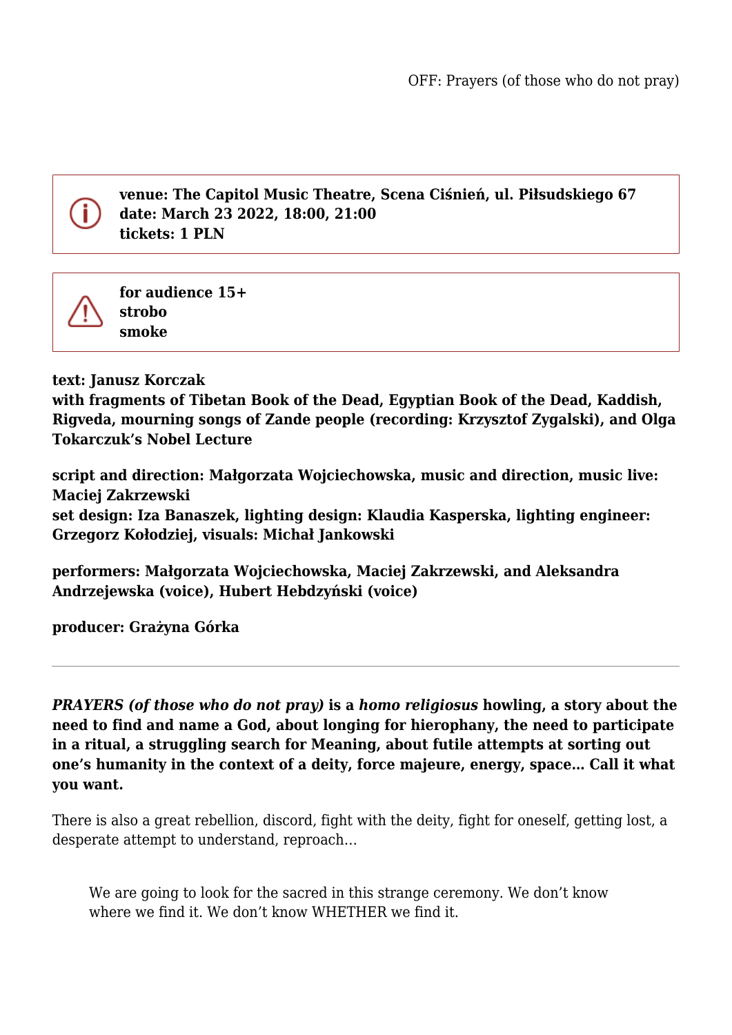**venue: The Capitol Music Theatre, Scena Ciśnień, ul. Piłsudskiego 67**
**date: March 23 2022, 18:00, 21:00**
**tickets: 1 PLN**

**for audience 15+**
**strobo**
**smoke**

**text: Janusz Korczak**
**with fragments of Tibetan Book of the Dead, Egyptian Book of the Dead, Kaddish, Rigveda, mourning songs of Zande people (recording: Krzysztof Zygalski), and Olga Tokarczuk's Nobel Lecture**

**script and direction: Małgorzata Wojciechowska, music and direction, music live: Maciej Zakrzewski**
**set design: Iza Banaszek, lighting design: Klaudia Kasperska, lighting engineer: Grzegorz Kołodziej, visuals: Michał Jankowski**

**performers: Małgorzata Wojciechowska, Maciej Zakrzewski, and Aleksandra Andrzejewska (voice), Hubert Hebdzyński (voice)**

**producer: Grażyna Górka**

---

***PRAYERS (of those who do not pray)* is a *homo religiosus* howling, a story about the need to find and name a God, about longing for hierophany, the need to participate in a ritual, a struggling search for Meaning, about futile attempts at sorting out one's humanity in the context of a deity, force majeure, energy, space… Call it what you want.**

There is also a great rebellion, discord, fight with the deity, fight for oneself, getting lost, a desperate attempt to understand, reproach…

> We are going to look for the sacred in this strange ceremony. We don't know where we find it. We don't know WHETHER we find it.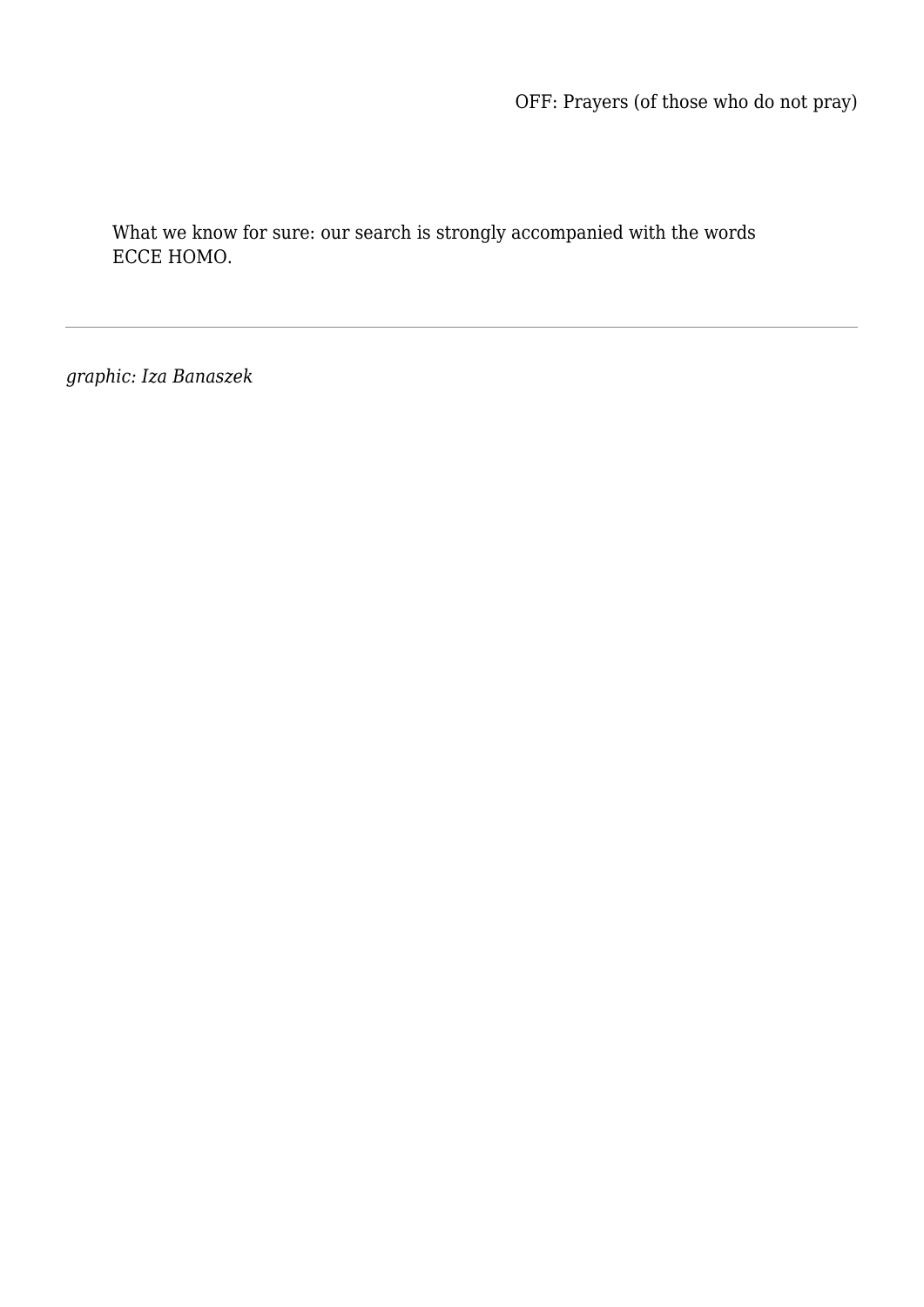> What we know for sure: our search is strongly accompanied with the words ECCE HOMO.

---

*graphic: Iza Banaszek*